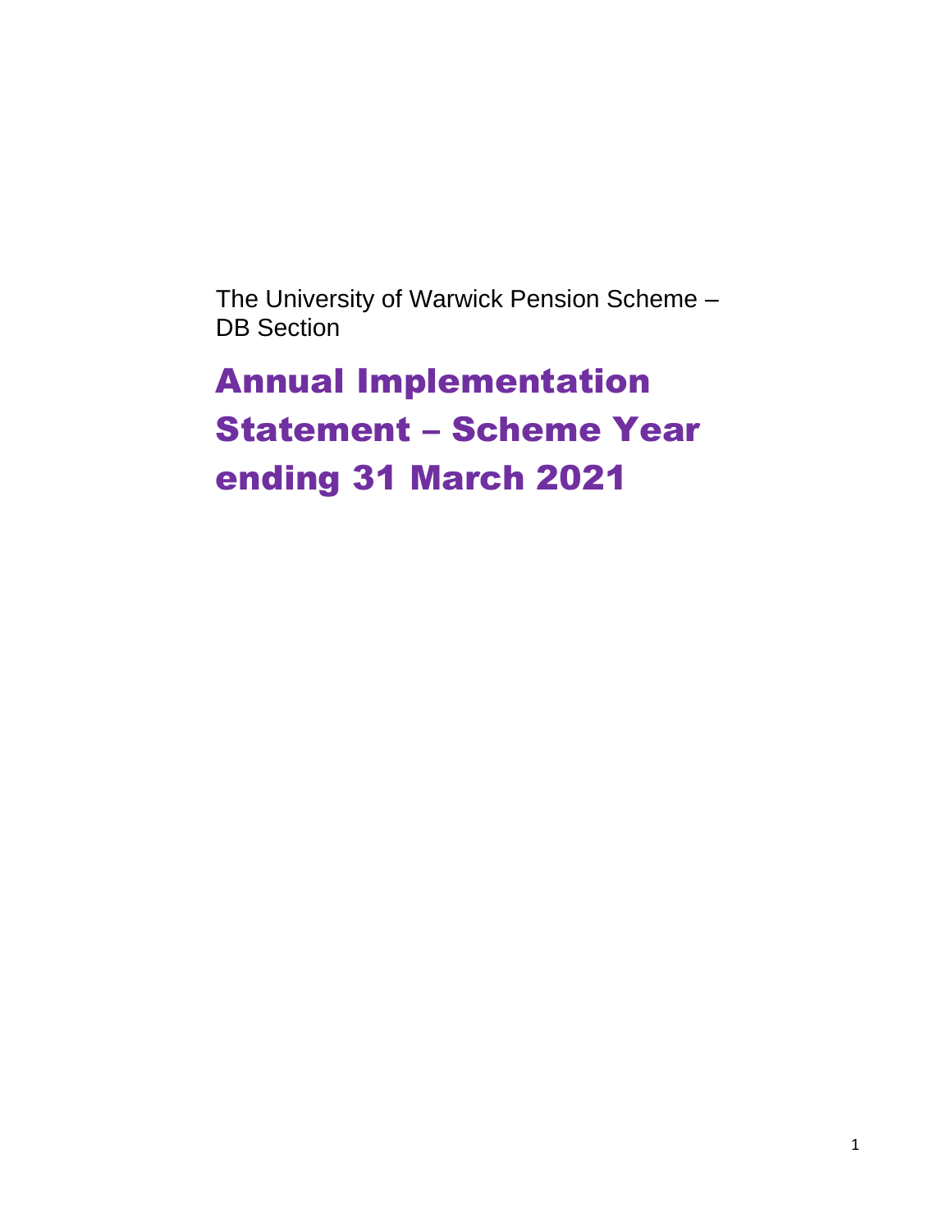The University of Warwick Pension Scheme – DB Section

# Annual Implementation Statement – Scheme Year ending 31 March 2021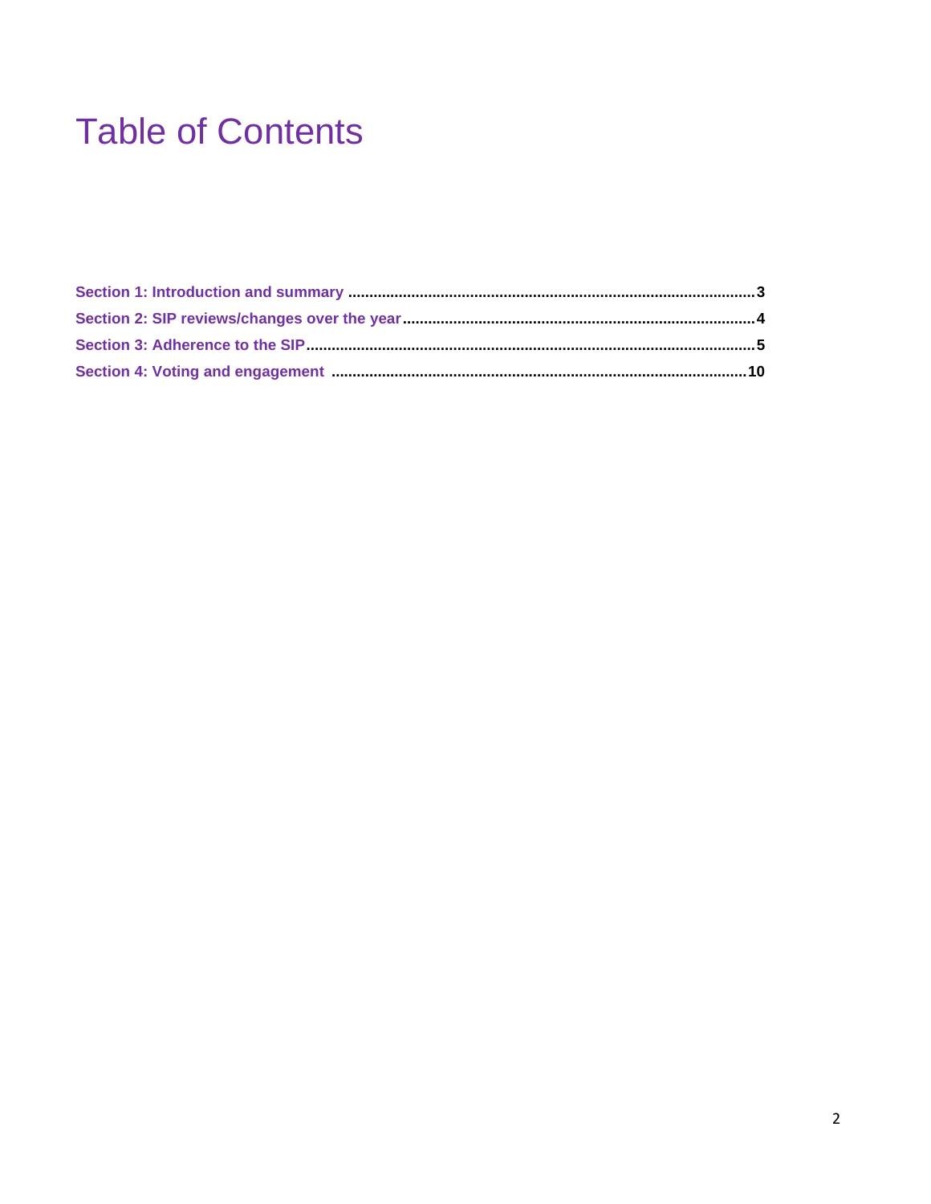# Table of Contents

**Section 1: Introduction and summary ......................................................................................................3**

**Section 2: SIP reviews/changes over the year..........................................................................................4**

**Section 3: Adherence to the SIP.................................................................................................................5**

**Section 4: Voting and engagement ........................................................................................................10**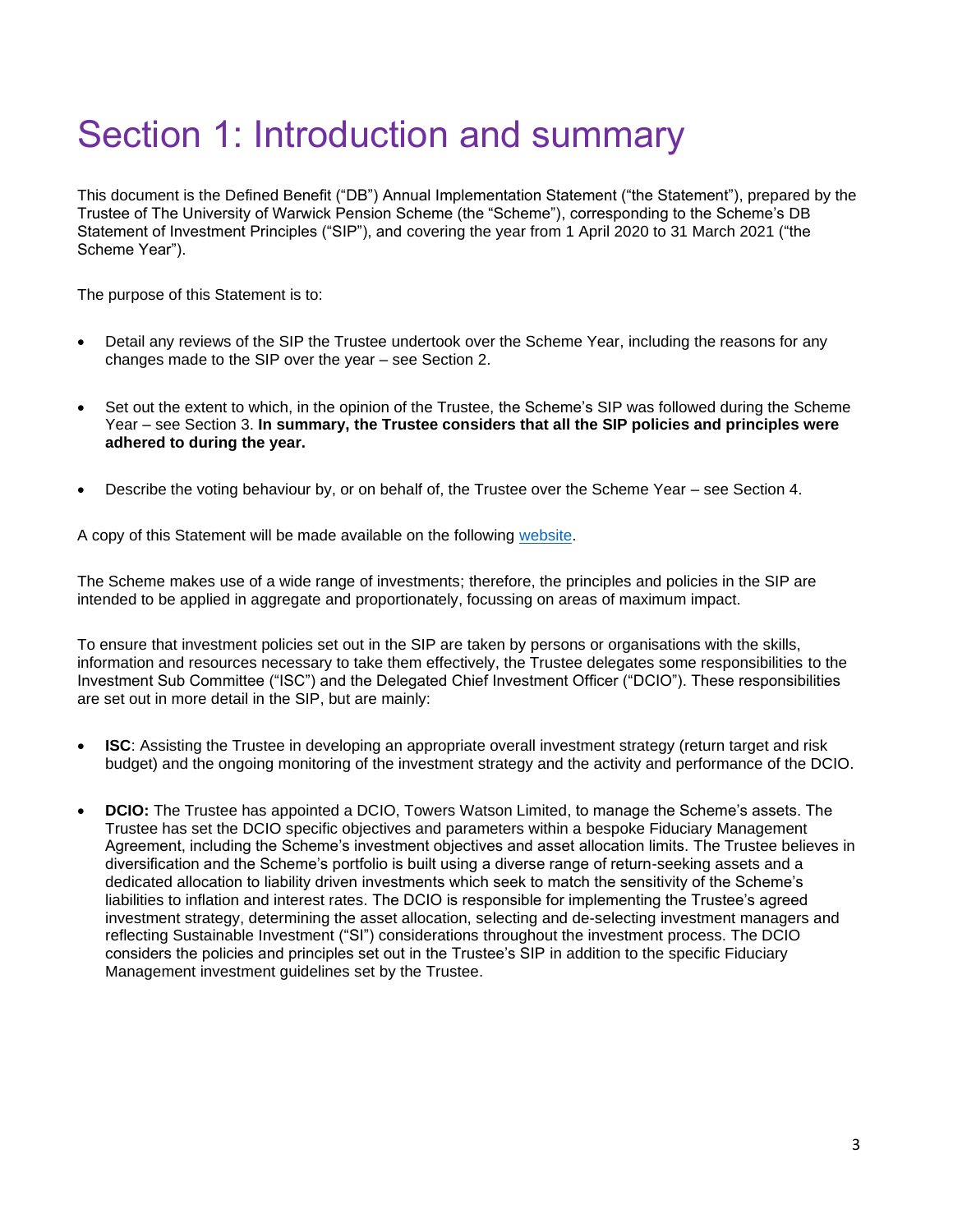# Section 1: Introduction and summary

This document is the Defined Benefit ("DB") Annual Implementation Statement ("the Statement"), prepared by the Trustee of The University of Warwick Pension Scheme (the "Scheme"), corresponding to the Scheme's DB Statement of Investment Principles ("SIP"), and covering the year from 1 April 2020 to 31 March 2021 ("the Scheme Year").

The purpose of this Statement is to:

- Detail any reviews of the SIP the Trustee undertook over the Scheme Year, including the reasons for any changes made to the SIP over the year – see Section 2.
- Set out the extent to which, in the opinion of the Trustee, the Scheme's SIP was followed during the Scheme Year – see Section 3. **In summary, the Trustee considers that all the SIP policies and principles were adhered to during the year.**
- Describe the voting behaviour by, or on behalf of, the Trustee over the Scheme Year – see Section 4.

A copy of this Statement will be made available on the following website.

The Scheme makes use of a wide range of investments; therefore, the principles and policies in the SIP are intended to be applied in aggregate and proportionately, focussing on areas of maximum impact.

To ensure that investment policies set out in the SIP are taken by persons or organisations with the skills, information and resources necessary to take them effectively, the Trustee delegates some responsibilities to the Investment Sub Committee ("ISC") and the Delegated Chief Investment Officer ("DCIO"). These responsibilities are set out in more detail in the SIP, but are mainly:

- **ISC**: Assisting the Trustee in developing an appropriate overall investment strategy (return target and risk budget) and the ongoing monitoring of the investment strategy and the activity and performance of the DCIO.
- **DCIO:** The Trustee has appointed a DCIO, Towers Watson Limited, to manage the Scheme's assets. The Trustee has set the DCIO specific objectives and parameters within a bespoke Fiduciary Management Agreement, including the Scheme's investment objectives and asset allocation limits. The Trustee believes in diversification and the Scheme's portfolio is built using a diverse range of return-seeking assets and a dedicated allocation to liability driven investments which seek to match the sensitivity of the Scheme's liabilities to inflation and interest rates. The DCIO is responsible for implementing the Trustee's agreed investment strategy, determining the asset allocation, selecting and de-selecting investment managers and reflecting Sustainable Investment ("SI") considerations throughout the investment process. The DCIO considers the policies and principles set out in the Trustee's SIP in addition to the specific Fiduciary Management investment guidelines set by the Trustee.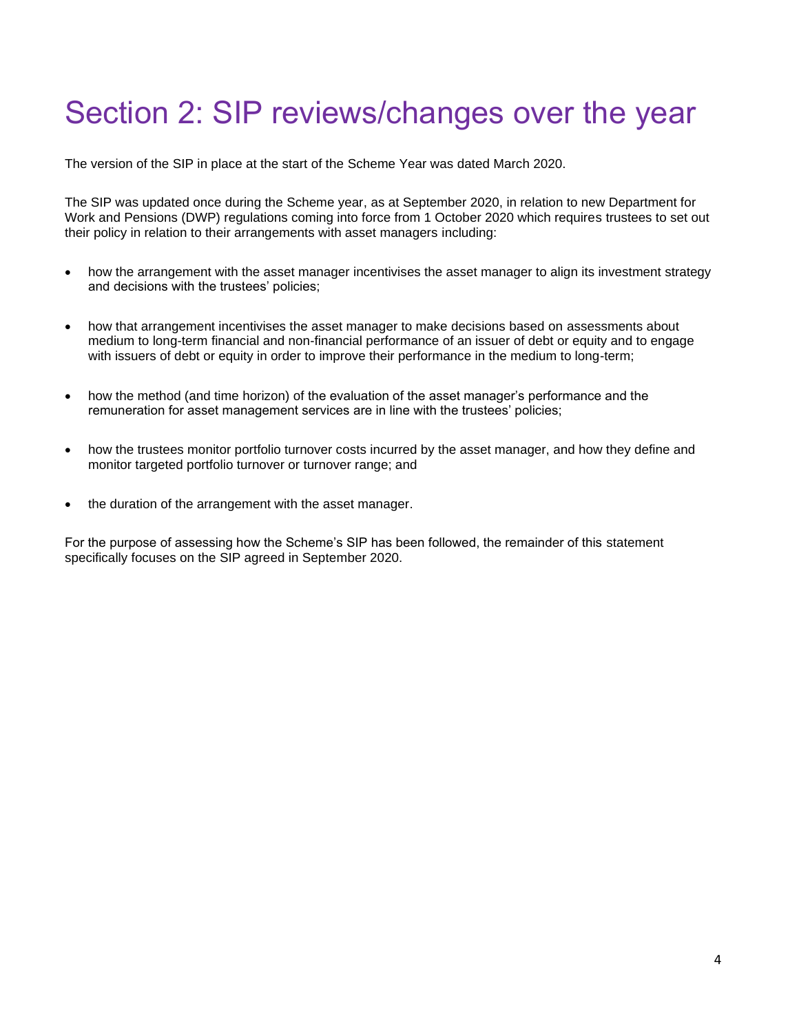# Section 2: SIP reviews/changes over the year

The version of the SIP in place at the start of the Scheme Year was dated March 2020.

The SIP was updated once during the Scheme year, as at September 2020, in relation to new Department for Work and Pensions (DWP) regulations coming into force from 1 October 2020 which requires trustees to set out their policy in relation to their arrangements with asset managers including:

- how the arrangement with the asset manager incentivises the asset manager to align its investment strategy and decisions with the trustees' policies;
- how that arrangement incentivises the asset manager to make decisions based on assessments about medium to long-term financial and non-financial performance of an issuer of debt or equity and to engage with issuers of debt or equity in order to improve their performance in the medium to long-term;
- how the method (and time horizon) of the evaluation of the asset manager's performance and the remuneration for asset management services are in line with the trustees' policies;
- how the trustees monitor portfolio turnover costs incurred by the asset manager, and how they define and monitor targeted portfolio turnover or turnover range; and
- the duration of the arrangement with the asset manager.

For the purpose of assessing how the Scheme's SIP has been followed, the remainder of this statement specifically focuses on the SIP agreed in September 2020.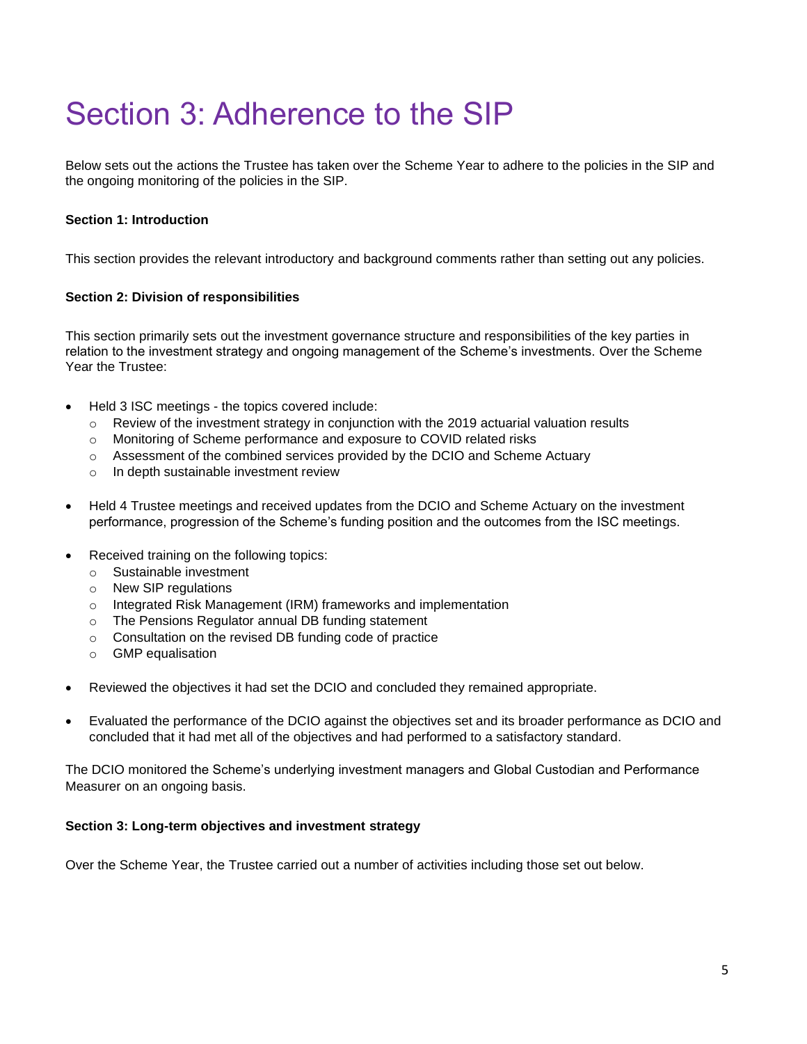# Section 3: Adherence to the SIP

Below sets out the actions the Trustee has taken over the Scheme Year to adhere to the policies in the SIP and the ongoing monitoring of the policies in the SIP.

**Section 1: Introduction**

This section provides the relevant introductory and background comments rather than setting out any policies.

**Section 2: Division of responsibilities**

This section primarily sets out the investment governance structure and responsibilities of the key parties in relation to the investment strategy and ongoing management of the Scheme's investments. Over the Scheme Year the Trustee:

- Held 3 ISC meetings - the topics covered include:
  - Review of the investment strategy in conjunction with the 2019 actuarial valuation results
  - Monitoring of Scheme performance and exposure to COVID related risks
  - Assessment of the combined services provided by the DCIO and Scheme Actuary
  - In depth sustainable investment review
- Held 4 Trustee meetings and received updates from the DCIO and Scheme Actuary on the investment performance, progression of the Scheme's funding position and the outcomes from the ISC meetings.
- Received training on the following topics:
  - Sustainable investment
  - New SIP regulations
  - Integrated Risk Management (IRM) frameworks and implementation
  - The Pensions Regulator annual DB funding statement
  - Consultation on the revised DB funding code of practice
  - GMP equalisation
- Reviewed the objectives it had set the DCIO and concluded they remained appropriate.
- Evaluated the performance of the DCIO against the objectives set and its broader performance as DCIO and concluded that it had met all of the objectives and had performed to a satisfactory standard.

The DCIO monitored the Scheme's underlying investment managers and Global Custodian and Performance Measurer on an ongoing basis.

**Section 3: Long-term objectives and investment strategy**

Over the Scheme Year, the Trustee carried out a number of activities including those set out below.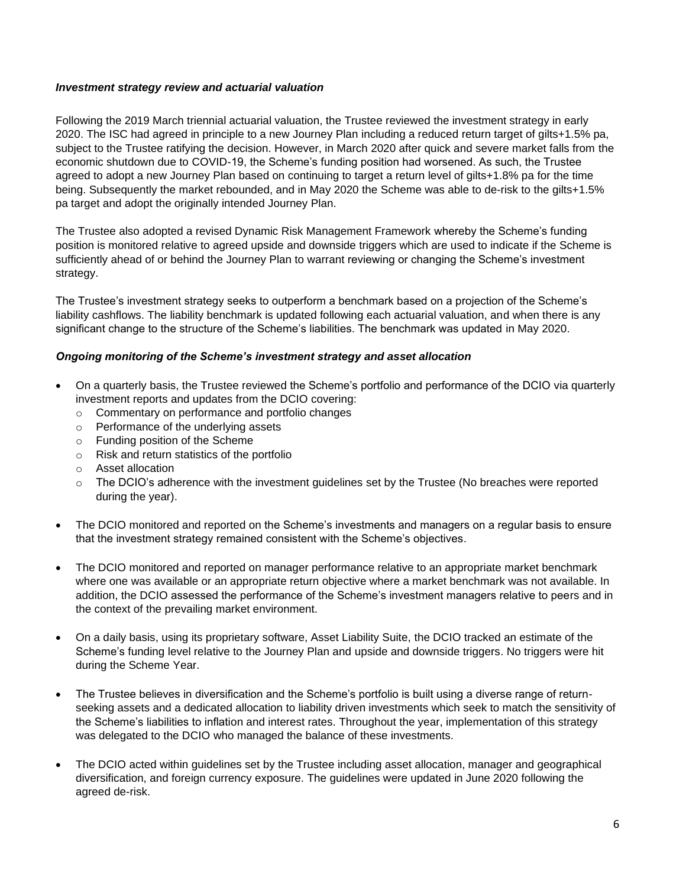***Investment strategy review and actuarial valuation***

Following the 2019 March triennial actuarial valuation, the Trustee reviewed the investment strategy in early 2020. The ISC had agreed in principle to a new Journey Plan including a reduced return target of gilts+1.5% pa, subject to the Trustee ratifying the decision. However, in March 2020 after quick and severe market falls from the economic shutdown due to COVID-19, the Scheme's funding position had worsened. As such, the Trustee agreed to adopt a new Journey Plan based on continuing to target a return level of gilts+1.8% pa for the time being. Subsequently the market rebounded, and in May 2020 the Scheme was able to de-risk to the gilts+1.5% pa target and adopt the originally intended Journey Plan.

The Trustee also adopted a revised Dynamic Risk Management Framework whereby the Scheme's funding position is monitored relative to agreed upside and downside triggers which are used to indicate if the Scheme is sufficiently ahead of or behind the Journey Plan to warrant reviewing or changing the Scheme's investment strategy.

The Trustee's investment strategy seeks to outperform a benchmark based on a projection of the Scheme's liability cashflows. The liability benchmark is updated following each actuarial valuation, and when there is any significant change to the structure of the Scheme's liabilities. The benchmark was updated in May 2020.

***Ongoing monitoring of the Scheme's investment strategy and asset allocation***

- On a quarterly basis, the Trustee reviewed the Scheme's portfolio and performance of the DCIO via quarterly investment reports and updates from the DCIO covering:
  - Commentary on performance and portfolio changes
  - Performance of the underlying assets
  - Funding position of the Scheme
  - Risk and return statistics of the portfolio
  - Asset allocation
  - The DCIO's adherence with the investment guidelines set by the Trustee (No breaches were reported during the year).

- The DCIO monitored and reported on the Scheme's investments and managers on a regular basis to ensure that the investment strategy remained consistent with the Scheme's objectives.

- The DCIO monitored and reported on manager performance relative to an appropriate market benchmark where one was available or an appropriate return objective where a market benchmark was not available. In addition, the DCIO assessed the performance of the Scheme's investment managers relative to peers and in the context of the prevailing market environment.

- On a daily basis, using its proprietary software, Asset Liability Suite, the DCIO tracked an estimate of the Scheme's funding level relative to the Journey Plan and upside and downside triggers. No triggers were hit during the Scheme Year.

- The Trustee believes in diversification and the Scheme's portfolio is built using a diverse range of return-seeking assets and a dedicated allocation to liability driven investments which seek to match the sensitivity of the Scheme's liabilities to inflation and interest rates. Throughout the year, implementation of this strategy was delegated to the DCIO who managed the balance of these investments.

- The DCIO acted within guidelines set by the Trustee including asset allocation, manager and geographical diversification, and foreign currency exposure. The guidelines were updated in June 2020 following the agreed de-risk.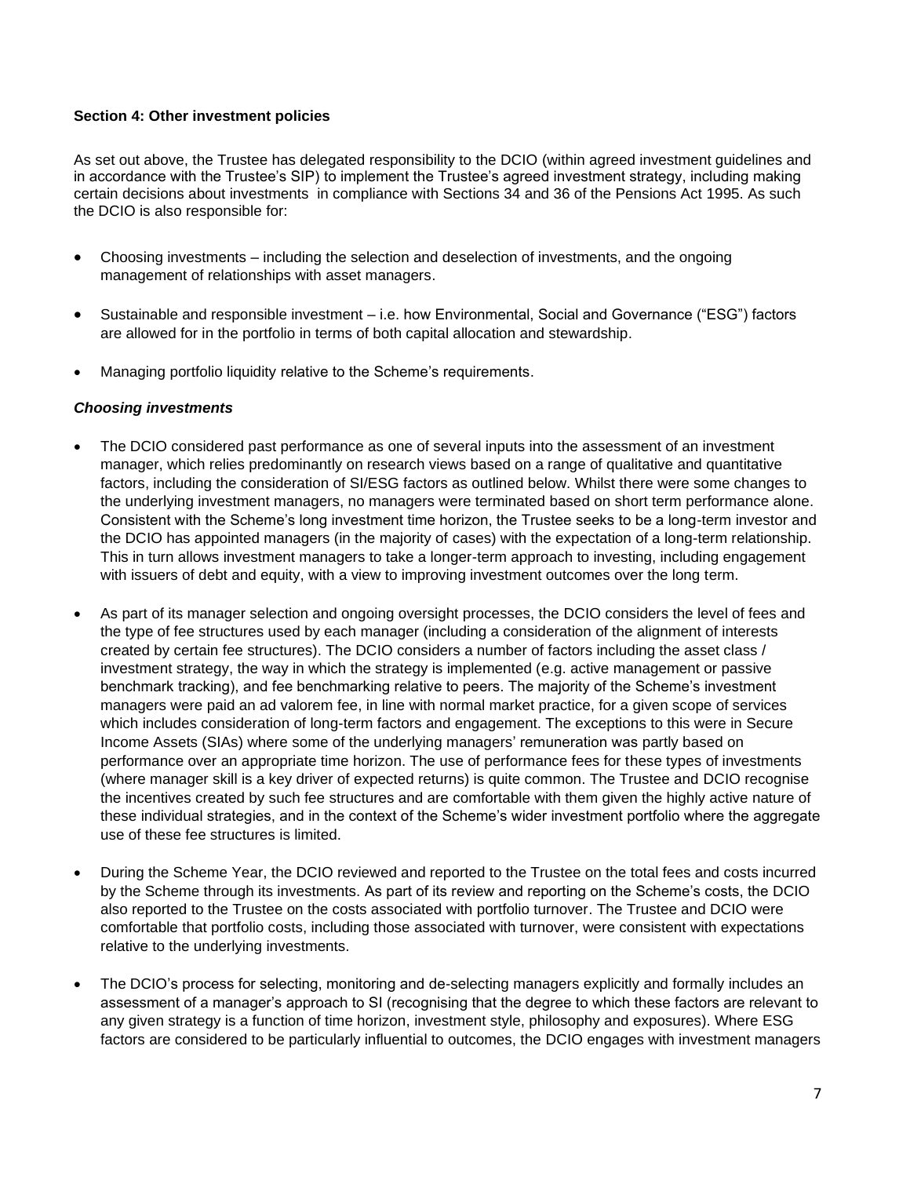**Section 4: Other investment policies**

As set out above, the Trustee has delegated responsibility to the DCIO (within agreed investment guidelines and in accordance with the Trustee's SIP) to implement the Trustee's agreed investment strategy, including making certain decisions about investments in compliance with Sections 34 and 36 of the Pensions Act 1995. As such the DCIO is also responsible for:

- Choosing investments – including the selection and deselection of investments, and the ongoing management of relationships with asset managers.
- Sustainable and responsible investment – i.e. how Environmental, Social and Governance ("ESG") factors are allowed for in the portfolio in terms of both capital allocation and stewardship.
- Managing portfolio liquidity relative to the Scheme's requirements.

***Choosing investments***

- The DCIO considered past performance as one of several inputs into the assessment of an investment manager, which relies predominantly on research views based on a range of qualitative and quantitative factors, including the consideration of SI/ESG factors as outlined below. Whilst there were some changes to the underlying investment managers, no managers were terminated based on short term performance alone. Consistent with the Scheme's long investment time horizon, the Trustee seeks to be a long-term investor and the DCIO has appointed managers (in the majority of cases) with the expectation of a long-term relationship. This in turn allows investment managers to take a longer-term approach to investing, including engagement with issuers of debt and equity, with a view to improving investment outcomes over the long term.
- As part of its manager selection and ongoing oversight processes, the DCIO considers the level of fees and the type of fee structures used by each manager (including a consideration of the alignment of interests created by certain fee structures). The DCIO considers a number of factors including the asset class / investment strategy, the way in which the strategy is implemented (e.g. active management or passive benchmark tracking), and fee benchmarking relative to peers. The majority of the Scheme's investment managers were paid an ad valorem fee, in line with normal market practice, for a given scope of services which includes consideration of long-term factors and engagement. The exceptions to this were in Secure Income Assets (SIAs) where some of the underlying managers' remuneration was partly based on performance over an appropriate time horizon. The use of performance fees for these types of investments (where manager skill is a key driver of expected returns) is quite common. The Trustee and DCIO recognise the incentives created by such fee structures and are comfortable with them given the highly active nature of these individual strategies, and in the context of the Scheme's wider investment portfolio where the aggregate use of these fee structures is limited.
- During the Scheme Year, the DCIO reviewed and reported to the Trustee on the total fees and costs incurred by the Scheme through its investments. As part of its review and reporting on the Scheme's costs, the DCIO also reported to the Trustee on the costs associated with portfolio turnover. The Trustee and DCIO were comfortable that portfolio costs, including those associated with turnover, were consistent with expectations relative to the underlying investments.
- The DCIO's process for selecting, monitoring and de-selecting managers explicitly and formally includes an assessment of a manager's approach to SI (recognising that the degree to which these factors are relevant to any given strategy is a function of time horizon, investment style, philosophy and exposures). Where ESG factors are considered to be particularly influential to outcomes, the DCIO engages with investment managers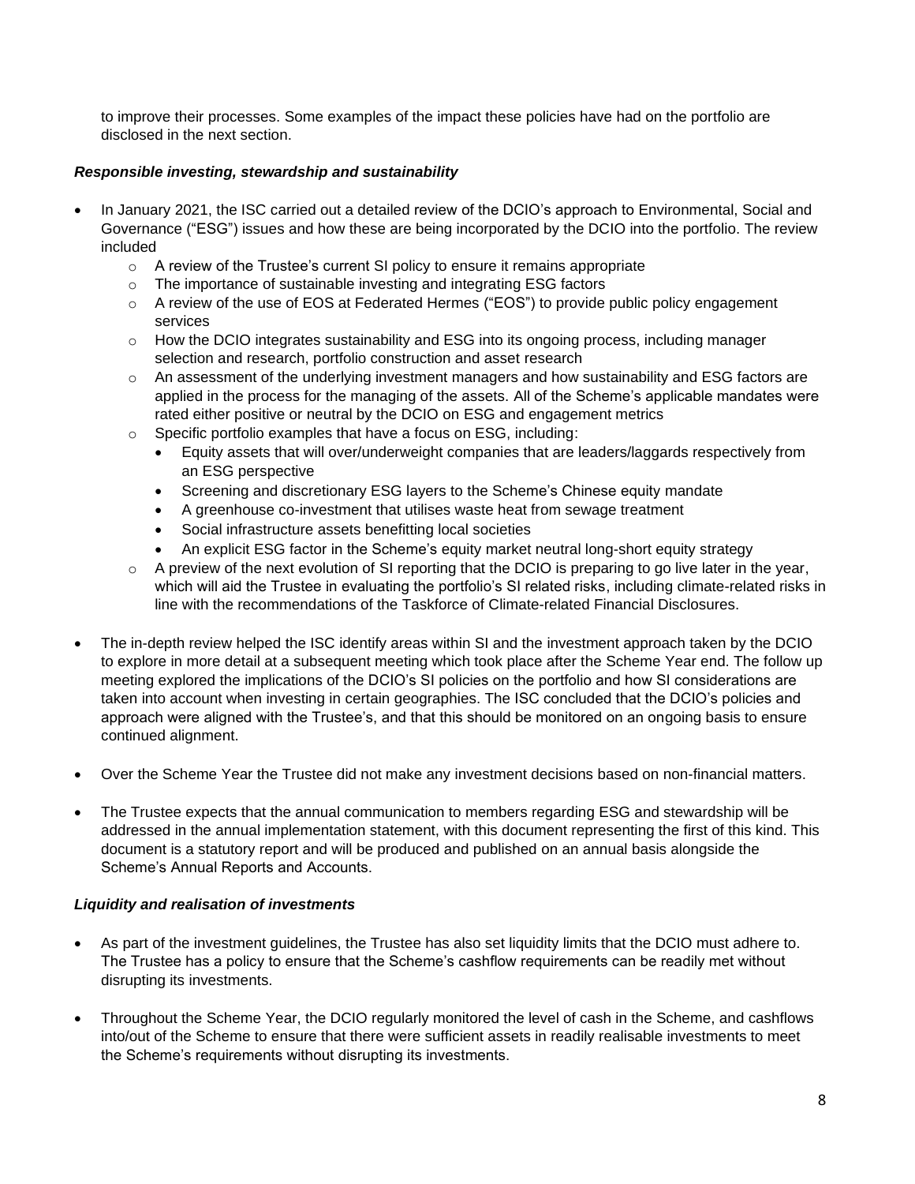to improve their processes. Some examples of the impact these policies have had on the portfolio are disclosed in the next section.

### *Responsible investing, stewardship and sustainability*

- In January 2021, the ISC carried out a detailed review of the DCIO's approach to Environmental, Social and Governance ("ESG") issues and how these are being incorporated by the DCIO into the portfolio. The review included
  - A review of the Trustee's current SI policy to ensure it remains appropriate
  - The importance of sustainable investing and integrating ESG factors
  - A review of the use of EOS at Federated Hermes ("EOS") to provide public policy engagement services
  - How the DCIO integrates sustainability and ESG into its ongoing process, including manager selection and research, portfolio construction and asset research
  - An assessment of the underlying investment managers and how sustainability and ESG factors are applied in the process for the managing of the assets. All of the Scheme's applicable mandates were rated either positive or neutral by the DCIO on ESG and engagement metrics
  - Specific portfolio examples that have a focus on ESG, including:
    - Equity assets that will over/underweight companies that are leaders/laggards respectively from an ESG perspective
    - Screening and discretionary ESG layers to the Scheme's Chinese equity mandate
    - A greenhouse co-investment that utilises waste heat from sewage treatment
    - Social infrastructure assets benefitting local societies
    - An explicit ESG factor in the Scheme's equity market neutral long-short equity strategy
  - A preview of the next evolution of SI reporting that the DCIO is preparing to go live later in the year, which will aid the Trustee in evaluating the portfolio's SI related risks, including climate-related risks in line with the recommendations of the Taskforce of Climate-related Financial Disclosures.
- The in-depth review helped the ISC identify areas within SI and the investment approach taken by the DCIO to explore in more detail at a subsequent meeting which took place after the Scheme Year end. The follow up meeting explored the implications of the DCIO's SI policies on the portfolio and how SI considerations are taken into account when investing in certain geographies. The ISC concluded that the DCIO's policies and approach were aligned with the Trustee's, and that this should be monitored on an ongoing basis to ensure continued alignment.
- Over the Scheme Year the Trustee did not make any investment decisions based on non-financial matters.
- The Trustee expects that the annual communication to members regarding ESG and stewardship will be addressed in the annual implementation statement, with this document representing the first of this kind. This document is a statutory report and will be produced and published on an annual basis alongside the Scheme's Annual Reports and Accounts.

### *Liquidity and realisation of investments*

- As part of the investment guidelines, the Trustee has also set liquidity limits that the DCIO must adhere to. The Trustee has a policy to ensure that the Scheme's cashflow requirements can be readily met without disrupting its investments.
- Throughout the Scheme Year, the DCIO regularly monitored the level of cash in the Scheme, and cashflows into/out of the Scheme to ensure that there were sufficient assets in readily realisable investments to meet the Scheme's requirements without disrupting its investments.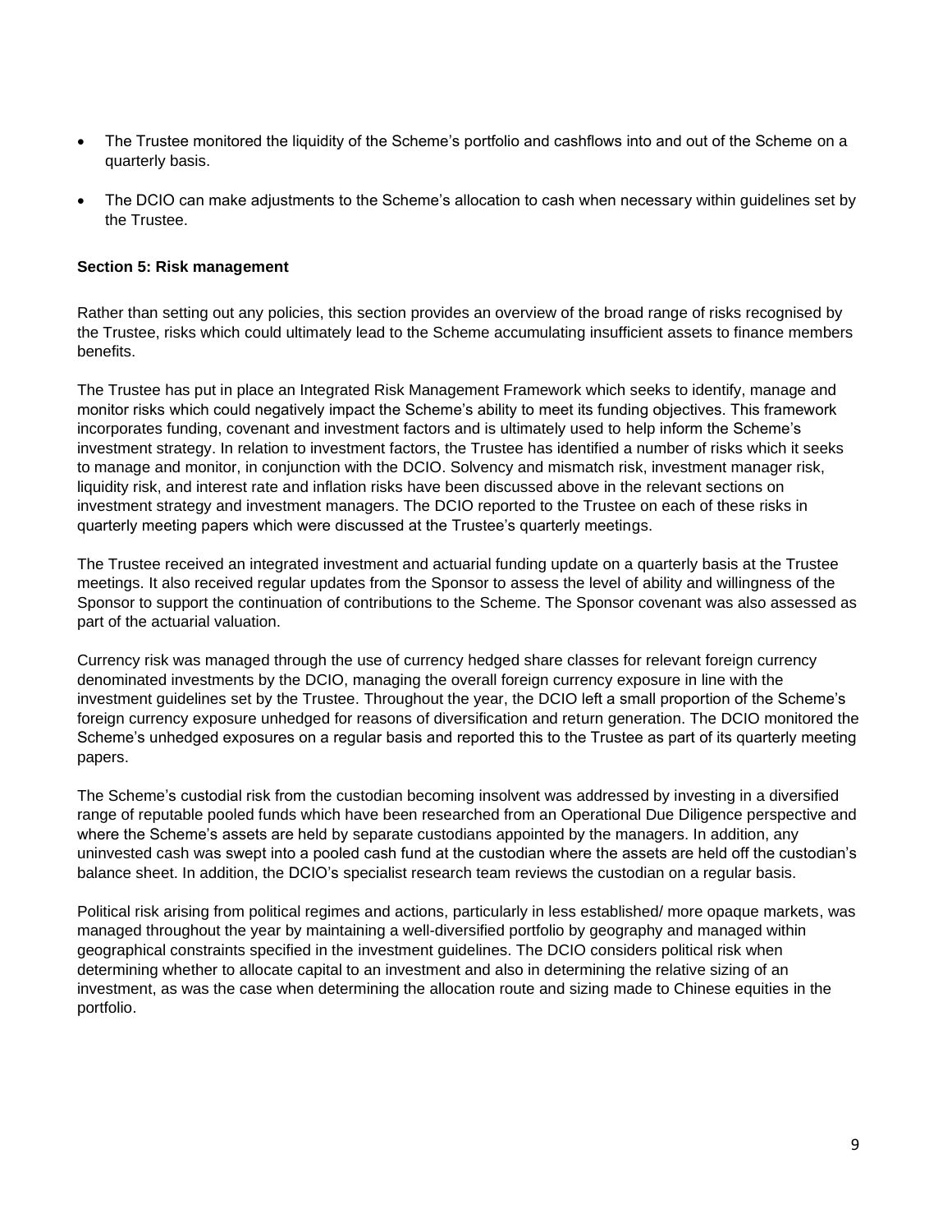- The Trustee monitored the liquidity of the Scheme's portfolio and cashflows into and out of the Scheme on a quarterly basis.
- The DCIO can make adjustments to the Scheme's allocation to cash when necessary within guidelines set by the Trustee.

**Section 5: Risk management**

Rather than setting out any policies, this section provides an overview of the broad range of risks recognised by the Trustee, risks which could ultimately lead to the Scheme accumulating insufficient assets to finance members benefits.

The Trustee has put in place an Integrated Risk Management Framework which seeks to identify, manage and monitor risks which could negatively impact the Scheme's ability to meet its funding objectives. This framework incorporates funding, covenant and investment factors and is ultimately used to help inform the Scheme's investment strategy. In relation to investment factors, the Trustee has identified a number of risks which it seeks to manage and monitor, in conjunction with the DCIO. Solvency and mismatch risk, investment manager risk, liquidity risk, and interest rate and inflation risks have been discussed above in the relevant sections on investment strategy and investment managers. The DCIO reported to the Trustee on each of these risks in quarterly meeting papers which were discussed at the Trustee's quarterly meetings.

The Trustee received an integrated investment and actuarial funding update on a quarterly basis at the Trustee meetings. It also received regular updates from the Sponsor to assess the level of ability and willingness of the Sponsor to support the continuation of contributions to the Scheme. The Sponsor covenant was also assessed as part of the actuarial valuation.

Currency risk was managed through the use of currency hedged share classes for relevant foreign currency denominated investments by the DCIO, managing the overall foreign currency exposure in line with the investment guidelines set by the Trustee. Throughout the year, the DCIO left a small proportion of the Scheme's foreign currency exposure unhedged for reasons of diversification and return generation. The DCIO monitored the Scheme's unhedged exposures on a regular basis and reported this to the Trustee as part of its quarterly meeting papers.

The Scheme's custodial risk from the custodian becoming insolvent was addressed by investing in a diversified range of reputable pooled funds which have been researched from an Operational Due Diligence perspective and where the Scheme's assets are held by separate custodians appointed by the managers. In addition, any uninvested cash was swept into a pooled cash fund at the custodian where the assets are held off the custodian's balance sheet. In addition, the DCIO's specialist research team reviews the custodian on a regular basis.

Political risk arising from political regimes and actions, particularly in less established/ more opaque markets, was managed throughout the year by maintaining a well-diversified portfolio by geography and managed within geographical constraints specified in the investment guidelines. The DCIO considers political risk when determining whether to allocate capital to an investment and also in determining the relative sizing of an investment, as was the case when determining the allocation route and sizing made to Chinese equities in the portfolio.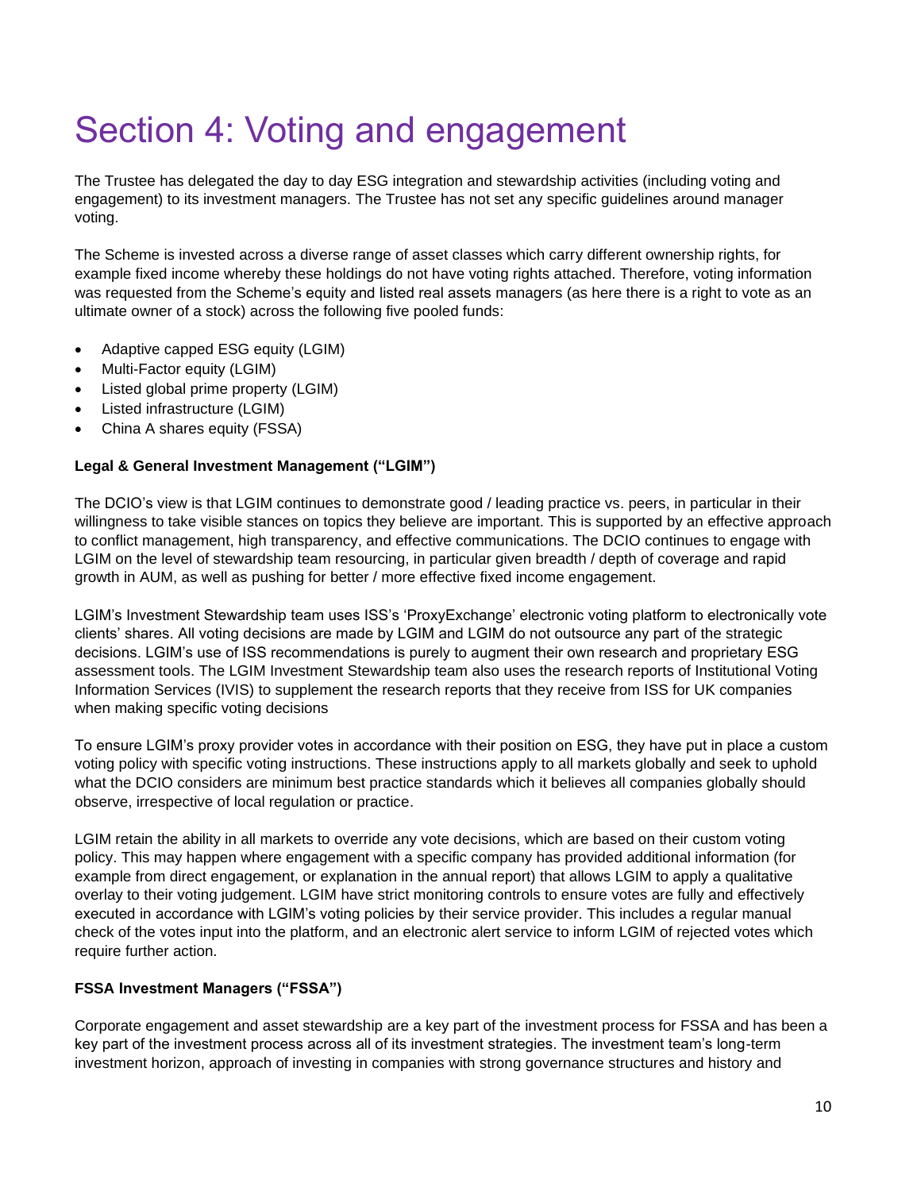# Section 4: Voting and engagement

The Trustee has delegated the day to day ESG integration and stewardship activities (including voting and engagement) to its investment managers. The Trustee has not set any specific guidelines around manager voting.

The Scheme is invested across a diverse range of asset classes which carry different ownership rights, for example fixed income whereby these holdings do not have voting rights attached. Therefore, voting information was requested from the Scheme's equity and listed real assets managers (as here there is a right to vote as an ultimate owner of a stock) across the following five pooled funds:

- Adaptive capped ESG equity (LGIM)
- Multi-Factor equity (LGIM)
- Listed global prime property (LGIM)
- Listed infrastructure (LGIM)
- China A shares equity (FSSA)

**Legal & General Investment Management ("LGIM")**

The DCIO's view is that LGIM continues to demonstrate good / leading practice vs. peers, in particular in their willingness to take visible stances on topics they believe are important. This is supported by an effective approach to conflict management, high transparency, and effective communications. The DCIO continues to engage with LGIM on the level of stewardship team resourcing, in particular given breadth / depth of coverage and rapid growth in AUM, as well as pushing for better / more effective fixed income engagement.

LGIM's Investment Stewardship team uses ISS's 'ProxyExchange' electronic voting platform to electronically vote clients' shares. All voting decisions are made by LGIM and LGIM do not outsource any part of the strategic decisions. LGIM's use of ISS recommendations is purely to augment their own research and proprietary ESG assessment tools. The LGIM Investment Stewardship team also uses the research reports of Institutional Voting Information Services (IVIS) to supplement the research reports that they receive from ISS for UK companies when making specific voting decisions

To ensure LGIM's proxy provider votes in accordance with their position on ESG, they have put in place a custom voting policy with specific voting instructions. These instructions apply to all markets globally and seek to uphold what the DCIO considers are minimum best practice standards which it believes all companies globally should observe, irrespective of local regulation or practice.

LGIM retain the ability in all markets to override any vote decisions, which are based on their custom voting policy. This may happen where engagement with a specific company has provided additional information (for example from direct engagement, or explanation in the annual report) that allows LGIM to apply a qualitative overlay to their voting judgement. LGIM have strict monitoring controls to ensure votes are fully and effectively executed in accordance with LGIM's voting policies by their service provider. This includes a regular manual check of the votes input into the platform, and an electronic alert service to inform LGIM of rejected votes which require further action.

**FSSA Investment Managers ("FSSA")**

Corporate engagement and asset stewardship are a key part of the investment process for FSSA and has been a key part of the investment process across all of its investment strategies. The investment team's long-term investment horizon, approach of investing in companies with strong governance structures and history and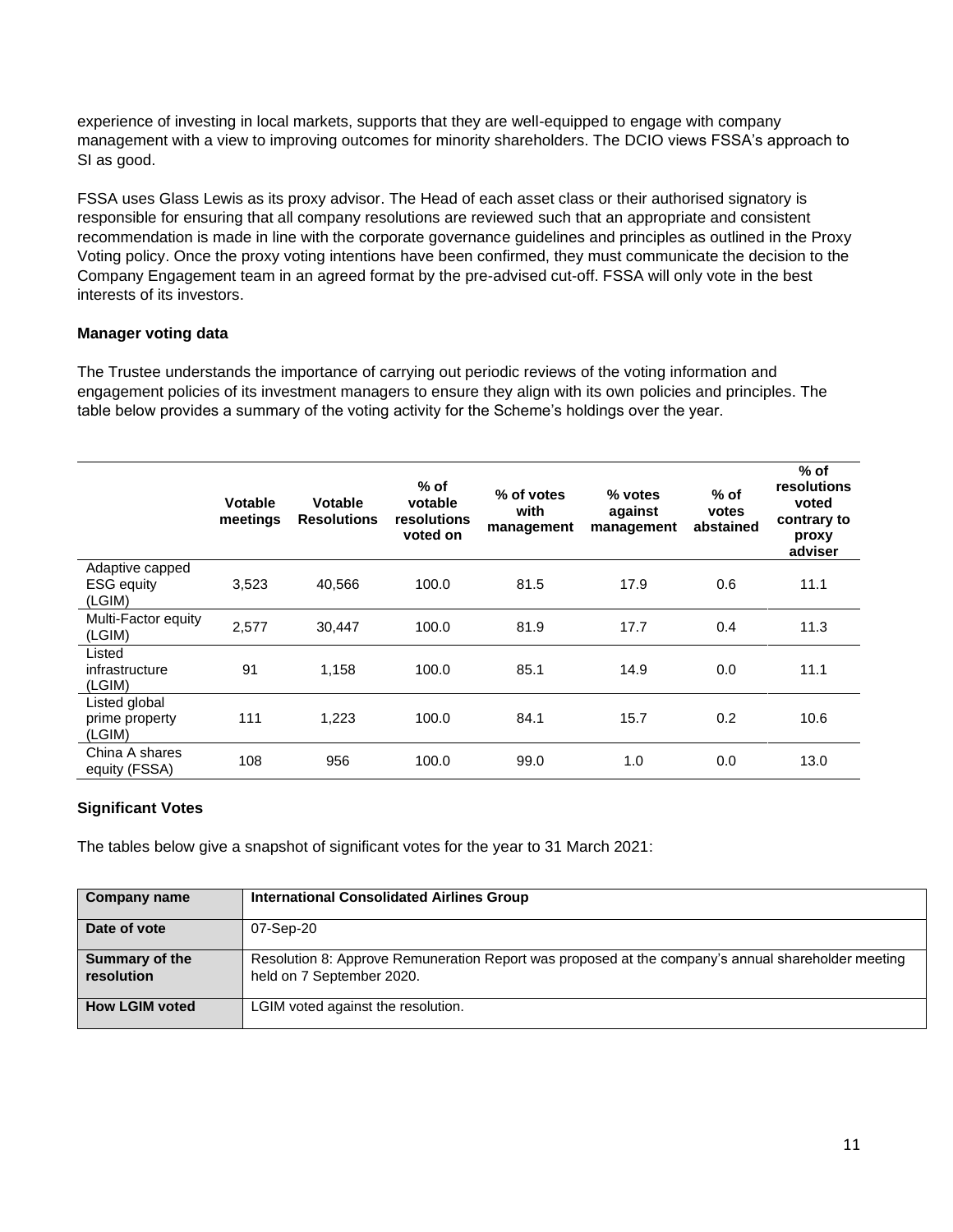experience of investing in local markets, supports that they are well-equipped to engage with company management with a view to improving outcomes for minority shareholders. The DCIO views FSSA's approach to SI as good.

FSSA uses Glass Lewis as its proxy advisor. The Head of each asset class or their authorised signatory is responsible for ensuring that all company resolutions are reviewed such that an appropriate and consistent recommendation is made in line with the corporate governance guidelines and principles as outlined in the Proxy Voting policy. Once the proxy voting intentions have been confirmed, they must communicate the decision to the Company Engagement team in an agreed format by the pre-advised cut-off. FSSA will only vote in the best interests of its investors.

**Manager voting data**

The Trustee understands the importance of carrying out periodic reviews of the voting information and engagement policies of its investment managers to ensure they align with its own policies and principles. The table below provides a summary of the voting activity for the Scheme's holdings over the year.

| | Votable meetings | Votable Resolutions | % of votable resolutions voted on | % of votes with management | % votes against management | % of votes abstained | % of resolutions voted contrary to proxy adviser |
|---|---|---|---|---|---|---|---|
| Adaptive capped ESG equity (LGIM) | 3,523 | 40,566 | 100.0 | 81.5 | 17.9 | 0.6 | 11.1 |
| Multi-Factor equity (LGIM) | 2,577 | 30,447 | 100.0 | 81.9 | 17.7 | 0.4 | 11.3 |
| Listed infrastructure (LGIM) | 91 | 1,158 | 100.0 | 85.1 | 14.9 | 0.0 | 11.1 |
| Listed global prime property (LGIM) | 111 | 1,223 | 100.0 | 84.1 | 15.7 | 0.2 | 10.6 |
| China A shares equity (FSSA) | 108 | 956 | 100.0 | 99.0 | 1.0 | 0.0 | 13.0 |

**Significant Votes**

The tables below give a snapshot of significant votes for the year to 31 March 2021:

| **Company name** | **International Consolidated Airlines Group** |
|---|---|
| **Date of vote** | 07-Sep-20 |
| **Summary of the resolution** | Resolution 8: Approve Remuneration Report was proposed at the company's annual shareholder meeting held on 7 September 2020. |
| **How LGIM voted** | LGIM voted against the resolution. |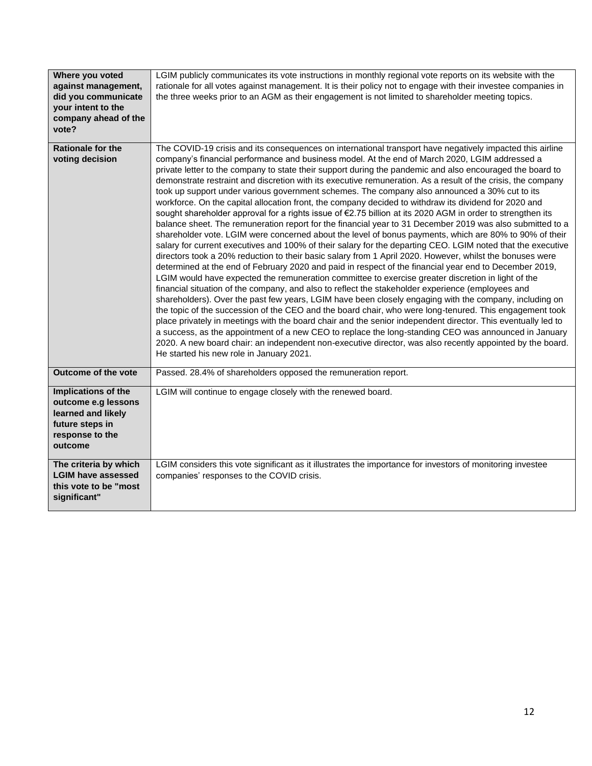| | |
|---|---|
| **Where you voted against management, did you communicate your intent to the company ahead of the vote?** | LGIM publicly communicates its vote instructions in monthly regional vote reports on its website with the rationale for all votes against management. It is their policy not to engage with their investee companies in the three weeks prior to an AGM as their engagement is not limited to shareholder meeting topics. |
| **Rationale for the voting decision** | The COVID-19 crisis and its consequences on international transport have negatively impacted this airline company's financial performance and business model. At the end of March 2020, LGIM addressed a private letter to the company to state their support during the pandemic and also encouraged the board to demonstrate restraint and discretion with its executive remuneration. As a result of the crisis, the company took up support under various government schemes. The company also announced a 30% cut to its workforce. On the capital allocation front, the company decided to withdraw its dividend for 2020 and sought shareholder approval for a rights issue of €2.75 billion at its 2020 AGM in order to strengthen its balance sheet. The remuneration report for the financial year to 31 December 2019 was also submitted to a shareholder vote. LGIM were concerned about the level of bonus payments, which are 80% to 90% of their salary for current executives and 100% of their salary for the departing CEO. LGIM noted that the executive directors took a 20% reduction to their basic salary from 1 April 2020. However, whilst the bonuses were determined at the end of February 2020 and paid in respect of the financial year end to December 2019, LGIM would have expected the remuneration committee to exercise greater discretion in light of the financial situation of the company, and also to reflect the stakeholder experience (employees and shareholders). Over the past few years, LGIM have been closely engaging with the company, including on the topic of the succession of the CEO and the board chair, who were long-tenured. This engagement took place privately in meetings with the board chair and the senior independent director. This eventually led to a success, as the appointment of a new CEO to replace the long-standing CEO was announced in January 2020. A new board chair: an independent non-executive director, was also recently appointed by the board. He started his new role in January 2021. |
| **Outcome of the vote** | Passed. 28.4% of shareholders opposed the remuneration report. |
| **Implications of the outcome e.g lessons learned and likely future steps in response to the outcome** | LGIM will continue to engage closely with the renewed board. |
| **The criteria by which LGIM have assessed this vote to be "most significant"** | LGIM considers this vote significant as it illustrates the importance for investors of monitoring investee companies' responses to the COVID crisis. |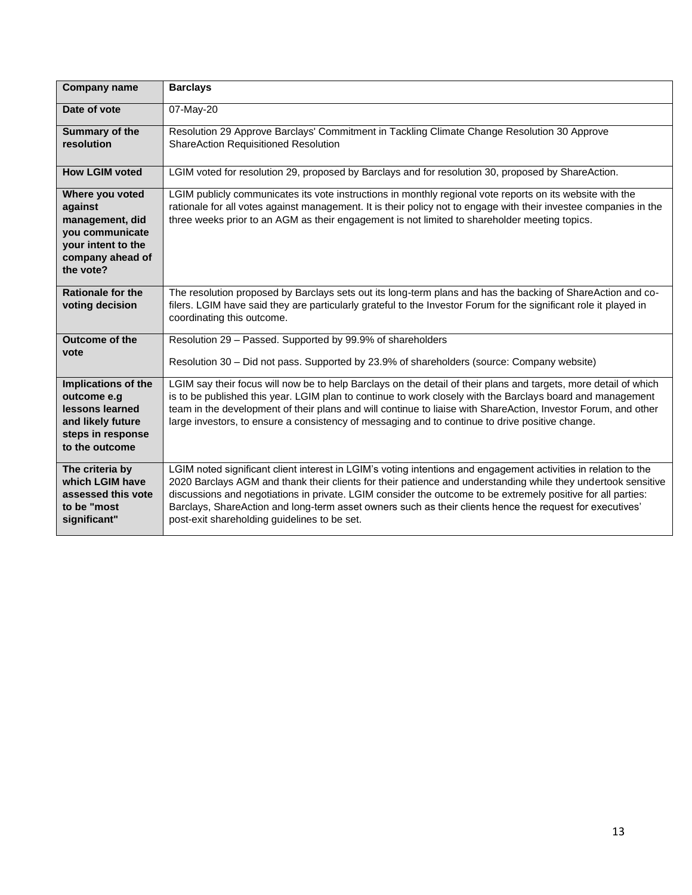| Company name | Barclays |
| --- | --- |
| Date of vote | 07-May-20 |
| Summary of the resolution | Resolution 29 Approve Barclays' Commitment in Tackling Climate Change Resolution 30 Approve ShareAction Requisitioned Resolution |
| How LGIM voted | LGIM voted for resolution 29, proposed by Barclays and for resolution 30, proposed by ShareAction. |
| Where you voted against management, did you communicate your intent to the company ahead of the vote? | LGIM publicly communicates its vote instructions in monthly regional vote reports on its website with the rationale for all votes against management. It is their policy not to engage with their investee companies in the three weeks prior to an AGM as their engagement is not limited to shareholder meeting topics. |
| Rationale for the voting decision | The resolution proposed by Barclays sets out its long-term plans and has the backing of ShareAction and co-filers. LGIM have said they are particularly grateful to the Investor Forum for the significant role it played in coordinating this outcome. |
| Outcome of the vote | Resolution 29 – Passed. Supported by 99.9% of shareholders<br><br>Resolution 30 – Did not pass. Supported by 23.9% of shareholders (source: Company website) |
| Implications of the outcome e.g lessons learned and likely future steps in response to the outcome | LGIM say their focus will now be to help Barclays on the detail of their plans and targets, more detail of which is to be published this year. LGIM plan to continue to work closely with the Barclays board and management team in the development of their plans and will continue to liaise with ShareAction, Investor Forum, and other large investors, to ensure a consistency of messaging and to continue to drive positive change. |
| The criteria by which LGIM have assessed this vote to be "most significant" | LGIM noted significant client interest in LGIM's voting intentions and engagement activities in relation to the 2020 Barclays AGM and thank their clients for their patience and understanding while they undertook sensitive discussions and negotiations in private. LGIM consider the outcome to be extremely positive for all parties: Barclays, ShareAction and long-term asset owners such as their clients hence the request for executives' post-exit shareholding guidelines to be set. |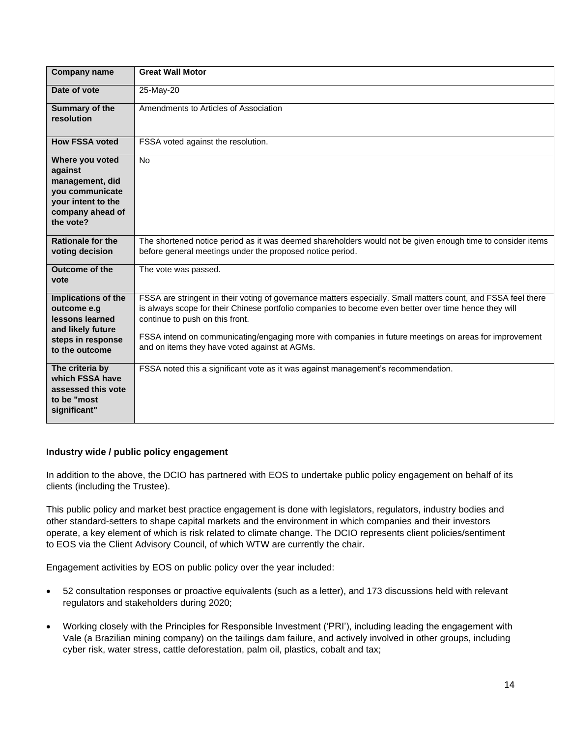| Company name | Great Wall Motor |
|---|---|
| Date of vote | 25-May-20 |
| Summary of the resolution | Amendments to Articles of Association |
| How FSSA voted | FSSA voted against the resolution. |
| Where you voted against management, did you communicate your intent to the company ahead of the vote? | No |
| Rationale for the voting decision | The shortened notice period as it was deemed shareholders would not be given enough time to consider items before general meetings under the proposed notice period. |
| Outcome of the vote | The vote was passed. |
| Implications of the outcome e.g lessons learned and likely future steps in response to the outcome | FSSA are stringent in their voting of governance matters especially. Small matters count, and FSSA feel there is always scope for their Chinese portfolio companies to become even better over time hence they will continue to push on this front.<br><br>FSSA intend on communicating/engaging more with companies in future meetings on areas for improvement and on items they have voted against at AGMs. |
| The criteria by which FSSA have assessed this vote to be "most significant" | FSSA noted this a significant vote as it was against management's recommendation. |

**Industry wide / public policy engagement**

In addition to the above, the DCIO has partnered with EOS to undertake public policy engagement on behalf of its clients (including the Trustee).

This public policy and market best practice engagement is done with legislators, regulators, industry bodies and other standard-setters to shape capital markets and the environment in which companies and their investors operate, a key element of which is risk related to climate change. The DCIO represents client policies/sentiment to EOS via the Client Advisory Council, of which WTW are currently the chair.

Engagement activities by EOS on public policy over the year included:

- 52 consultation responses or proactive equivalents (such as a letter), and 173 discussions held with relevant regulators and stakeholders during 2020;
- Working closely with the Principles for Responsible Investment ('PRI'), including leading the engagement with Vale (a Brazilian mining company) on the tailings dam failure, and actively involved in other groups, including cyber risk, water stress, cattle deforestation, palm oil, plastics, cobalt and tax;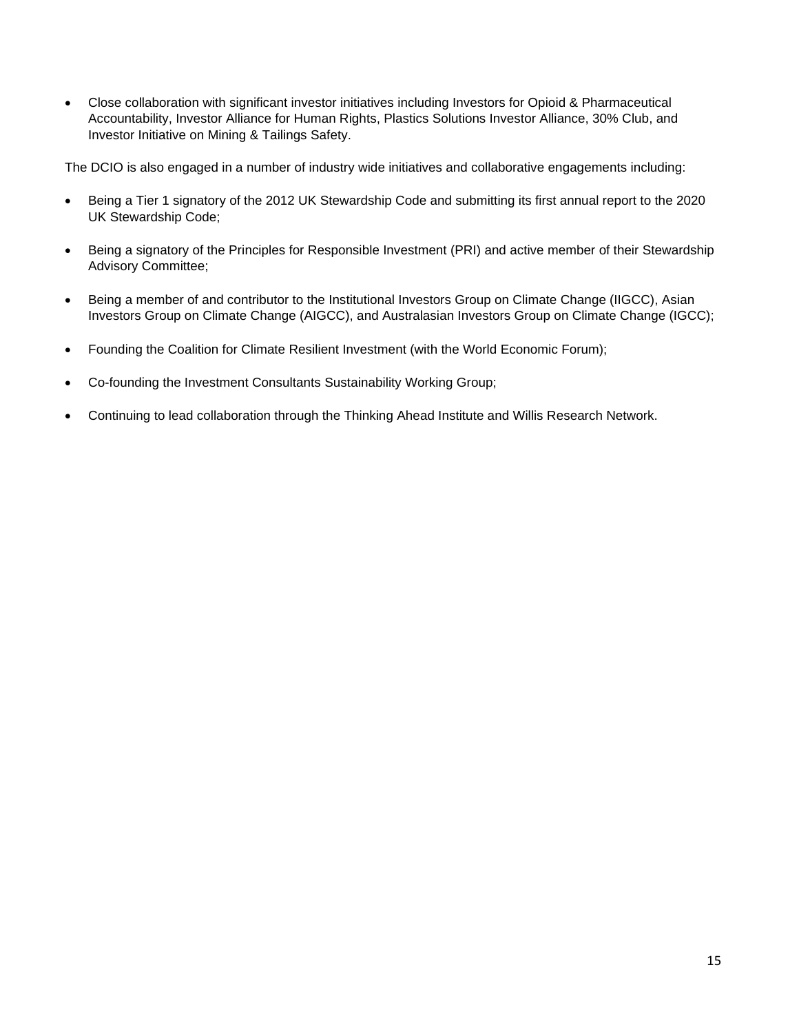- Close collaboration with significant investor initiatives including Investors for Opioid & Pharmaceutical Accountability, Investor Alliance for Human Rights, Plastics Solutions Investor Alliance, 30% Club, and Investor Initiative on Mining & Tailings Safety.

The DCIO is also engaged in a number of industry wide initiatives and collaborative engagements including:

- Being a Tier 1 signatory of the 2012 UK Stewardship Code and submitting its first annual report to the 2020 UK Stewardship Code;
- Being a signatory of the Principles for Responsible Investment (PRI) and active member of their Stewardship Advisory Committee;
- Being a member of and contributor to the Institutional Investors Group on Climate Change (IIGCC), Asian Investors Group on Climate Change (AIGCC), and Australasian Investors Group on Climate Change (IGCC);
- Founding the Coalition for Climate Resilient Investment (with the World Economic Forum);
- Co-founding the Investment Consultants Sustainability Working Group;
- Continuing to lead collaboration through the Thinking Ahead Institute and Willis Research Network.